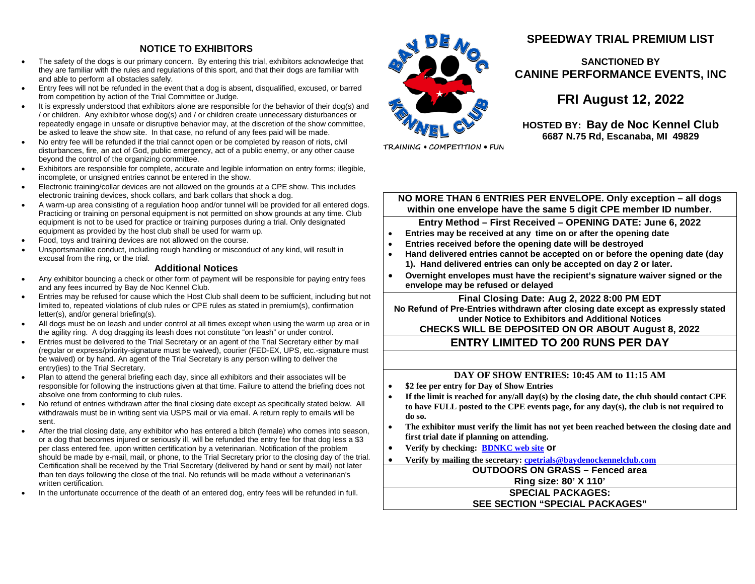## NOTICE TO EXHIBITORS

- The safety of the dogs is our primary concern. By entering this trial, exhibitors acknowledge that they are familiar with the rules and regulations of this sport, and that their dogs are familiar with and able to perform all obstacles safely.
- Entry fees will not be refunded in the event that a dog is absent, disqualified, excused, or barred from competition by action of the Trial Committee or Judge.
- It is expressly understood that exhibitors alone are responsible for the behavior of their dog(s) and / or children. Any exhibitor whose dog(s) and / or children create unnecessary disturbances or repeatedly engage in unsafe or disruptive behavior may, at the discretion of the show committee, be asked to leave the show site. In that case, no refund of any fees paid will be made.
- No entry fee will be refunded if the trial cannot open or be completed by reason of riots, civil disturbances, fire, an act of God, public emergency, act of a public enemy, or any other cause beyond the control of the organizing committee.
- Exhibitors are responsible for complete, accurate and legible information on entry forms; illegible, incomplete, or unsigned entries cannot be entered in the show.
- Electronic training/collar devices are not allowed on the grounds at a CPE show. This includes electronic training devices, shock collars, and bark collars that shock a dog.
- A warm-up area consisting of a regulation hoop and/or tunnel will be provided for all entered dogs. Practicing or training on personal equipment is not permitted on show grounds at any time. Club equipment is not to be used for practice or training purposes during a trial. Only designated equipment as provided by the host club shall be used for warm up.
- Food, toys and training devices are not allowed on the course.
- Unsportsmanlike conduct, including rough handling or misconduct of any kind, will result in excusal from the ring, or the trial.

### Additional Notices

- Any exhibitor bouncing a check or other form of payment will be responsible for paying entry fees and any fees incurred by Bay de Noc Kennel Club.
- Entries may be refused for cause which the Host Club shall deem to be sufficient, including but not limited to, repeated violations of club rules or CPE rules as stated in premium(s), confirmation letter(s), and/or general briefing(s).
- All dogs must be on leash and under control at all times except when using the warm up area or in the agility ring. A dog dragging its leash does not constitute "on leash" or under control.
- Entries must be delivered to the Trial Secretary or an agent of the Trial Secretary either by mail (regular or express/priority-signature must be waived), courier (FED-EX, UPS, etc.-signature must be waived) or by hand. An agent of the Trial Secretary is any person willing to deliver the entry(ies) to the Trial Secretary.
- Plan to attend the general briefing each day, since all exhibitors and their associates will be responsible for following the instructions given at that time. Failure to attend the briefing does not absolve one from conforming to club rules.
- No refund of entries withdrawn after the final closing date except as specifically stated below. All withdrawals must be in writing sent via USPS mail or via email. A return reply to emails will be sent.
- After the trial closing date, any exhibitor who has entered a bitch (female) who comes into season, or a dog that becomes injured or seriously ill, will be refunded the entry fee for that dog less a $3 per class entered fee, upon written certification by a veterinarian. Notification of the problem should be made by e-mail, mail, or phone, to the Trial Secretary prior to the closing day of the trial. Certification shall be received by the Trial Secretary (delivered by hand or sent by mail) not later than ten days following the close of the trial. No refunds will be made without a veterinarian's written certification.
- In the unfortunate occurrence of the death of an entered dog, entry fees will be refunded in full.

BAY DE NOC KENNEL CLUB

TRAINING • COMPETITION • FUN

# SPEEDWAY TRIAL PREMIUM LIST

### SANCTIONED BY
### CANINE PERFORMANCE EVENTS, INC

## FRI August 12, 2022

**HOSTED BY: Bay de Noc Kennel Club**
**6687 N.75 Rd, Escanaba, MI 49829**

**NO MORE THAN 6 ENTRIES PER ENVELOPE. Only exception – all dogs within one envelope have the same 5 digit CPE member ID number.**

**Entry Method – First Received – OPENING DATE: June 6, 2022**

- **Entries may be received at any time on or after the opening date**
- **Entries received before the opening date will be destroyed**
- **Hand delivered entries cannot be accepted on or before the opening date (day 1). Hand delivered entries can only be accepted on day 2 or later.**
- **Overnight envelopes must have the recipient's signature waiver signed or the envelope may be refused or delayed**

**Final Closing Date: Aug 2, 2022 8:00 PM EDT**

**No Refund of Pre-Entries withdrawn after closing date except as expressly stated under Notice to Exhibitors and Additional Notices**

**CHECKS WILL BE DEPOSITED ON OR ABOUT August 8, 2022**

**ENTRY LIMITED TO 200 RUNS PER DAY**

**DAY OF SHOW ENTRIES: 10:45 AM to 11:15 AM**

- **$2 fee per entry for Day of Show Entries**
- **If the limit is reached for any/all day(s) by the closing date, the club should contact CPE to have FULL posted to the CPE events page, for any day(s), the club is not required to do so.**
- **The exhibitor must verify the limit has not yet been reached between the closing date and first trial date if planning on attending.**
- **Verify by checking: BDNKC web site or**
- **Verify by mailing the secretary: cpetrials@baydenockennelclub.com**

**OUTDOORS ON GRASS – Fenced area**
**Ring size: 80' X 110'**

**SPECIAL PACKAGES:**
**SEE SECTION "SPECIAL PACKAGES"**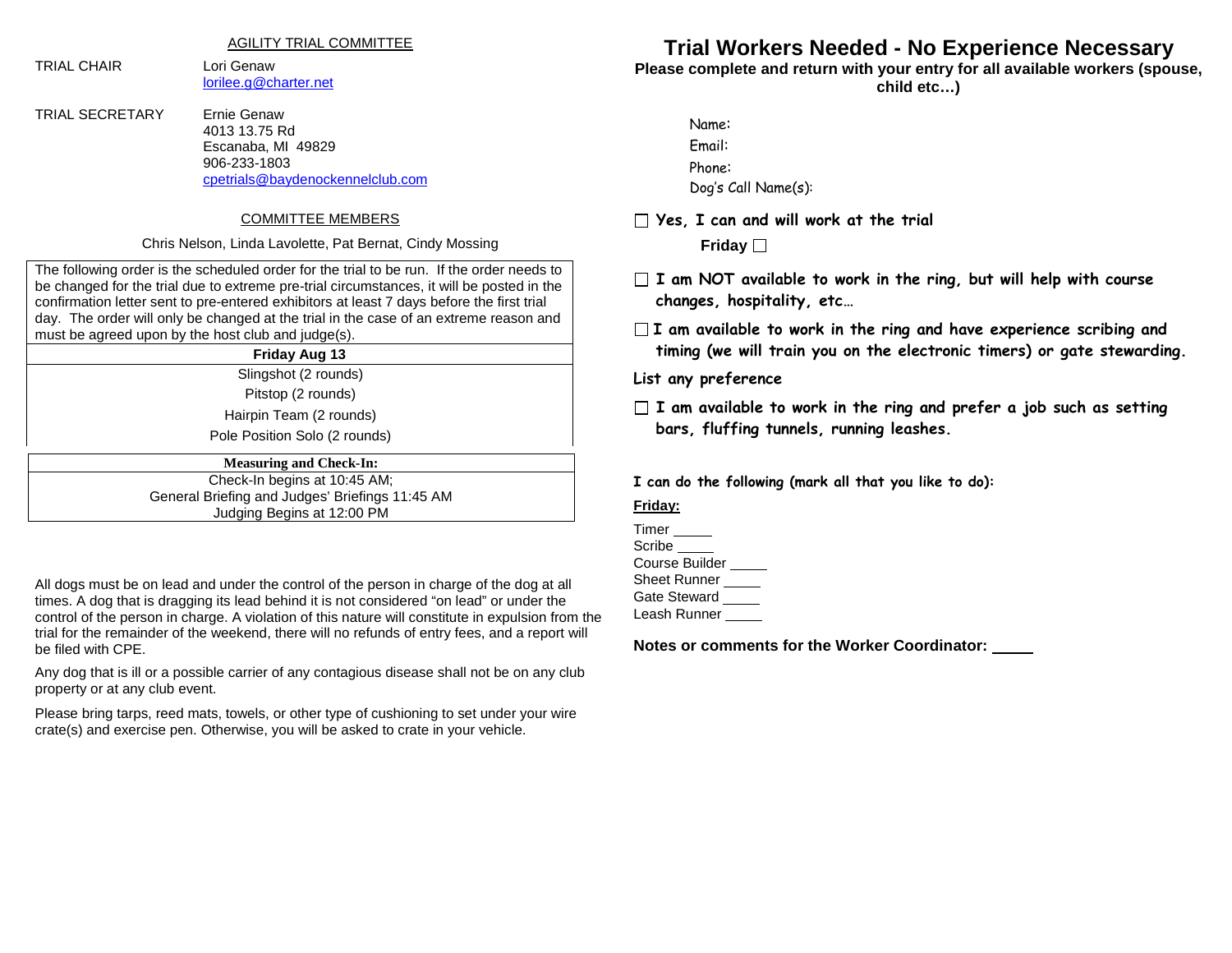AGILITY TRIAL COMMITTEE

TRIAL CHAIR — Lori Genaw
lorilee.g@charter.net

TRIAL SECRETARY — Ernie Genaw
4013 13.75 Rd
Escanaba, MI 49829
906-233-1803
cpetrials@baydenockennelclub.com

COMMITTEE MEMBERS

Chris Nelson, Linda Lavolette, Pat Bernat, Cindy Mossing

| The following order is the scheduled order for the trial to be run. If the order needs to be changed for the trial due to extreme pre-trial circumstances, it will be posted in the confirmation letter sent to pre-entered exhibitors at least 7 days before the first trial day. The order will only be changed at the trial in the case of an extreme reason and must be agreed upon by the host club and judge(s). |
|---|
| **Friday Aug 13** |
| Slingshot (2 rounds) |
| Pitstop (2 rounds) |
| Hairpin Team (2 rounds) |
| Pole Position Solo (2 rounds) |

| **Measuring and Check-In:** |
|---|
| Check-In begins at 10:45 AM; |
| General Briefing and Judges' Briefings 11:45 AM |
| Judging Begins at 12:00 PM |

All dogs must be on lead and under the control of the person in charge of the dog at all times. A dog that is dragging its lead behind it is not considered "on lead" or under the control of the person in charge. A violation of this nature will constitute in expulsion from the trial for the remainder of the weekend, there will no refunds of entry fees, and a report will be filed with CPE.

Any dog that is ill or a possible carrier of any contagious disease shall not be on any club property or at any club event.

Please bring tarps, reed mats, towels, or other type of cushioning to set under your wire crate(s) and exercise pen. Otherwise, you will be asked to crate in your vehicle.

# Trial Workers Needed - No Experience Necessary

**Please complete and return with your entry for all available workers (spouse, child etc…)**

Name:
Email:
Phone:
Dog's Call Name(s):

☐ **Yes, I can and will work at the trial**

**Friday** ☐

☐ **I am NOT available to work in the ring, but will help with course changes, hospitality, etc…**

☐ **I am available to work in the ring and have experience scribing and timing (we will train you on the electronic timers) or gate stewarding.**

**List any preference**

☐ **I am available to work in the ring and prefer a job such as setting bars, fluffing tunnels, running leashes.**

**I can do the following (mark all that you like to do):**

**Friday:**

Timer _____
Scribe _____
Course Builder _____
Sheet Runner _____
Gate Steward _____
Leash Runner _____

**Notes or comments for the Worker Coordinator:** _____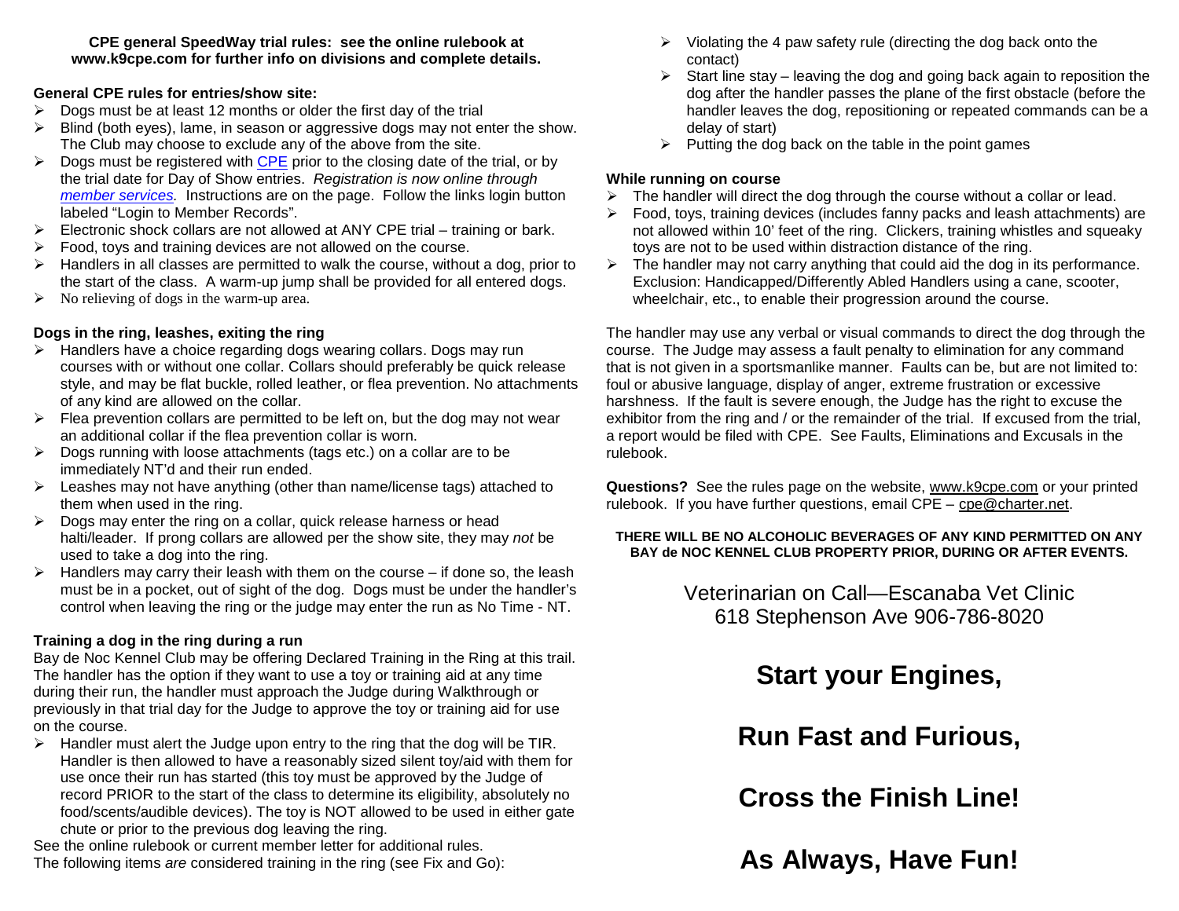**CPE general SpeedWay trial rules: see the online rulebook at www.k9cpe.com for further info on divisions and complete details.**

**General CPE rules for entries/show site:**

- Dogs must be at least 12 months or older the first day of the trial
- Blind (both eyes), lame, in season or aggressive dogs may not enter the show. The Club may choose to exclude any of the above from the site.
- Dogs must be registered with CPE prior to the closing date of the trial, or by the trial date for Day of Show entries. *Registration is now online through member services.* Instructions are on the page. Follow the links login button labeled "Login to Member Records".
- Electronic shock collars are not allowed at ANY CPE trial – training or bark.
- Food, toys and training devices are not allowed on the course.
- Handlers in all classes are permitted to walk the course, without a dog, prior to the start of the class. A warm-up jump shall be provided for all entered dogs.
- No relieving of dogs in the warm-up area.

**Dogs in the ring, leashes, exiting the ring**

- Handlers have a choice regarding dogs wearing collars. Dogs may run courses with or without one collar. Collars should preferably be quick release style, and may be flat buckle, rolled leather, or flea prevention. No attachments of any kind are allowed on the collar.
- Flea prevention collars are permitted to be left on, but the dog may not wear an additional collar if the flea prevention collar is worn.
- Dogs running with loose attachments (tags etc.) on a collar are to be immediately NT'd and their run ended.
- Leashes may not have anything (other than name/license tags) attached to them when used in the ring.
- Dogs may enter the ring on a collar, quick release harness or head halti/leader. If prong collars are allowed per the show site, they may *not* be used to take a dog into the ring.
- Handlers may carry their leash with them on the course – if done so, the leash must be in a pocket, out of sight of the dog. Dogs must be under the handler's control when leaving the ring or the judge may enter the run as No Time - NT.

**Training a dog in the ring during a run**

Bay de Noc Kennel Club may be offering Declared Training in the Ring at this trail. The handler has the option if they want to use a toy or training aid at any time during their run, the handler must approach the Judge during Walkthrough or previously in that trial day for the Judge to approve the toy or training aid for use on the course.

- Handler must alert the Judge upon entry to the ring that the dog will be TIR. Handler is then allowed to have a reasonably sized silent toy/aid with them for use once their run has started (this toy must be approved by the Judge of record PRIOR to the start of the class to determine its eligibility, absolutely no food/scents/audible devices). The toy is NOT allowed to be used in either gate chute or prior to the previous dog leaving the ring.

See the online rulebook or current member letter for additional rules.
The following items *are* considered training in the ring (see Fix and Go):

- Violating the 4 paw safety rule (directing the dog back onto the contact)
- Start line stay – leaving the dog and going back again to reposition the dog after the handler passes the plane of the first obstacle (before the handler leaves the dog, repositioning or repeated commands can be a delay of start)
- Putting the dog back on the table in the point games

**While running on course**

- The handler will direct the dog through the course without a collar or lead.
- Food, toys, training devices (includes fanny packs and leash attachments) are not allowed within 10' feet of the ring. Clickers, training whistles and squeaky toys are not to be used within distraction distance of the ring.
- The handler may not carry anything that could aid the dog in its performance. Exclusion: Handicapped/Differently Abled Handlers using a cane, scooter, wheelchair, etc., to enable their progression around the course.

The handler may use any verbal or visual commands to direct the dog through the course. The Judge may assess a fault penalty to elimination for any command that is not given in a sportsmanlike manner. Faults can be, but are not limited to: foul or abusive language, display of anger, extreme frustration or excessive harshness. If the fault is severe enough, the Judge has the right to excuse the exhibitor from the ring and / or the remainder of the trial. If excused from the trial, a report would be filed with CPE. See Faults, Eliminations and Excusals in the rulebook.

**Questions?** See the rules page on the website, www.k9cpe.com or your printed rulebook. If you have further questions, email CPE – cpe@charter.net.

**THERE WILL BE NO ALCOHOLIC BEVERAGES OF ANY KIND PERMITTED ON ANY BAY de NOC KENNEL CLUB PROPERTY PRIOR, DURING OR AFTER EVENTS.**

Veterinarian on Call—Escanaba Vet Clinic
618 Stephenson Ave 906-786-8020

**Start your Engines,**

**Run Fast and Furious,**

**Cross the Finish Line!**

**As Always, Have Fun!**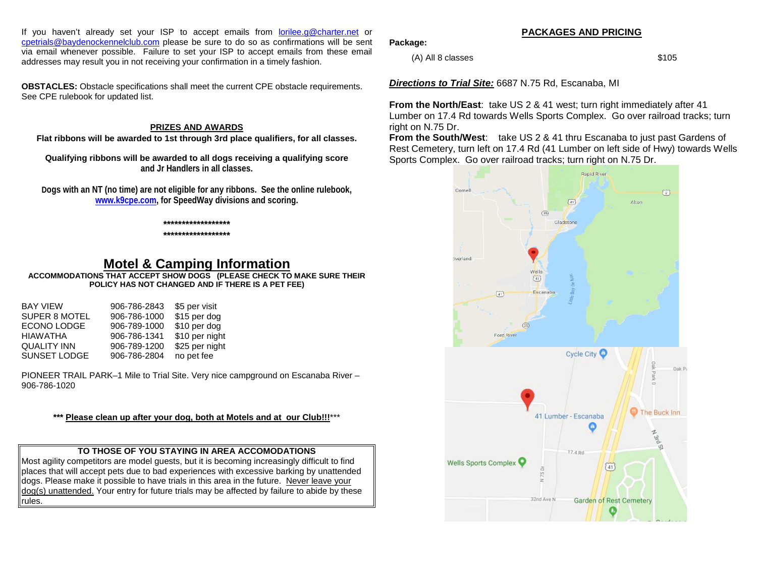If you haven't already set your ISP to accept emails from lorilee.g@charter.net or cpetrials@baydenockennelclub.com please be sure to do so as confirmations will be sent via email whenever possible. Failure to set your ISP to accept emails from these email addresses may result you in not receiving your confirmation in a timely fashion.

**OBSTACLES:** Obstacle specifications shall meet the current CPE obstacle requirements. See CPE rulebook for updated list.

**PRIZES AND AWARDS**

**Flat ribbons will be awarded to 1st through 3rd place qualifiers, for all classes.**

**Qualifying ribbons will be awarded to all dogs receiving a qualifying score and Jr Handlers in all classes.**

**Dogs with an NT (no time) are not eligible for any ribbons. See the online rulebook, www.k9cpe.com, for SpeedWay divisions and scoring.**

**\*\*\*\*\*\*\*\*\*\*\*\*\*\*\*\*\*\*\***
**\*\*\*\*\*\*\*\*\*\*\*\*\*\*\*\*\*\*\***

# Motel & Camping Information

**ACCOMMODATIONS THAT ACCEPT SHOW DOGS (PLEASE CHECK TO MAKE SURE THEIR POLICY HAS NOT CHANGED AND IF THERE IS A PET FEE)**

| | | |
|---|---|---|
| BAY VIEW | 906-786-2843 | $5 per visit |
| SUPER 8 MOTEL | 906-786-1000 | $15 per dog |
| ECONO LODGE | 906-789-1000 | $10 per dog |
| HIAWATHA | 906-786-1341 | $10 per night |
| QUALITY INN | 906-789-1200 | $25 per night |
| SUNSET LODGE | 906-786-2804 | no pet fee |

PIONEER TRAIL PARK–1 Mile to Trial Site. Very nice campground on Escanaba River – 906-786-1020

**\*\*\* Please clean up after your dog, both at Motels and at our Club!!!\*\*\***

**TO THOSE OF YOU STAYING IN AREA ACCOMODATIONS**

Most agility competitors are model guests, but it is becoming increasingly difficult to find places that will accept pets due to bad experiences with excessive barking by unattended dogs. Please make it possible to have trials in this area in the future. Never leave your dog(s) unattended. Your entry for future trials may be affected by failure to abide by these rules.

## PACKAGES AND PRICING

**Package:**

| | |
|---|---|
| (A) All 8 classes | $105 |

***Directions to Trial Site:*** 6687 N.75 Rd, Escanaba, MI

**From the North/East**: take US 2 & 41 west; turn right immediately after 41 Lumber on 17.4 Rd towards Wells Sports Complex. Go over railroad tracks; turn right on N.75 Dr.

**From the South/West**: take US 2 & 41 thru Escanaba to just past Gardens of Rest Cemetery, turn left on 17.4 Rd (41 Lumber on left side of Hwy) towards Wells Sports Complex. Go over railroad tracks; turn right on N.75 Dr.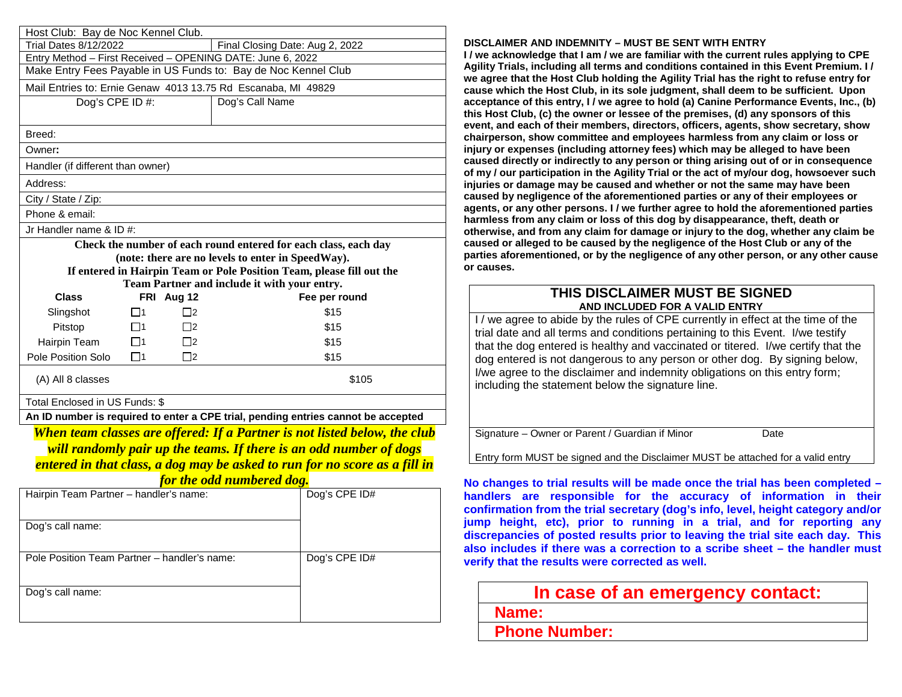| | |
|---|---|
| Host Club: Bay de Noc Kennel Club. | |
| Trial Dates 8/12/2022 | Final Closing Date: Aug 2, 2022 |
| Entry Method – First Received – OPENING DATE: June 6, 2022 | |
| Make Entry Fees Payable in US Funds to: Bay de Noc Kennel Club | |
| Mail Entries to: Ernie Genaw 4013 13.75 Rd Escanaba, MI 49829 | |
| Dog's CPE ID #: | Dog's Call Name |
| Breed: | |
| Owner: | |
| Handler (if different than owner) | |
| Address: | |
| City / State / Zip: | |
| Phone & email: | |
| Jr Handler name & ID #: | |

**Check the number of each round entered for each class, each day**
**(note: there are no levels to enter in SpeedWay).**
**If entered in Hairpin Team or Pole Position Team, please fill out the Team Partner and include it with your entry.**

| Class | FRI Aug 12 | | Fee per round |
|---|---|---|---|
| Slingshot | ☐1 | ☐2 | $15 |
| Pitstop | ☐1 | ☐2 | $15 |
| Hairpin Team | ☐1 | ☐2 | $15 |
| Pole Position Solo | ☐1 | ☐2 | $15 |
| (A) All 8 classes | | | $105 |

Total Enclosed in US Funds: $

**An ID number is required to enter a CPE trial, pending entries cannot be accepted**

***When team classes are offered: If a Partner is not listed below, the club will randomly pair up the teams. If there is an odd number of dogs entered in that class, a dog may be asked to run for no score as a fill in for the odd numbered dog.***

| | |
|---|---|
| Hairpin Team Partner – handler's name: | Dog's CPE ID# |
| Dog's call name: | |
| Pole Position Team Partner – handler's name: | Dog's CPE ID# |
| Dog's call name: | |

**DISCLAIMER AND INDEMNITY – MUST BE SENT WITH ENTRY**

**I / we acknowledge that I am / we are familiar with the current rules applying to CPE Agility Trials, including all terms and conditions contained in this Event Premium. I / we agree that the Host Club holding the Agility Trial has the right to refuse entry for cause which the Host Club, in its sole judgment, shall deem to be sufficient. Upon acceptance of this entry, I / we agree to hold (a) Canine Performance Events, Inc., (b) this Host Club, (c) the owner or lessee of the premises, (d) any sponsors of this event, and each of their members, directors, officers, agents, show secretary, show chairperson, show committee and employees harmless from any claim or loss or injury or expenses (including attorney fees) which may be alleged to have been caused directly or indirectly to any person or thing arising out of or in consequence of my / our participation in the Agility Trial or the act of my/our dog, howsoever such injuries or damage may be caused and whether or not the same may have been caused by negligence of the aforementioned parties or any of their employees or agents, or any other persons. I / we further agree to hold the aforementioned parties harmless from any claim or loss of this dog by disappearance, theft, death or otherwise, and from any claim for damage or injury to the dog, whether any claim be caused or alleged to be caused by the negligence of the Host Club or any of the parties aforementioned, or by the negligence of any other person, or any other cause or causes.**

## THIS DISCLAIMER MUST BE SIGNED

**AND INCLUDED FOR A VALID ENTRY**

I / we agree to abide by the rules of CPE currently in effect at the time of the trial date and all terms and conditions pertaining to this Event. I/we testify that the dog entered is healthy and vaccinated or titered. I/we certify that the dog entered is not dangerous to any person or other dog. By signing below, I/we agree to the disclaimer and indemnity obligations on this entry form; including the statement below the signature line.

Signature – Owner or Parent / Guardian if Minor &nbsp;&nbsp;&nbsp;&nbsp;&nbsp;&nbsp;&nbsp;&nbsp; Date

Entry form MUST be signed and the Disclaimer MUST be attached for a valid entry

**No changes to trial results will be made once the trial has been completed – handlers are responsible for the accuracy of information in their confirmation from the trial secretary (dog's info, level, height category and/or jump height, etc), prior to running in a trial, and for reporting any discrepancies of posted results prior to leaving the trial site each day. This also includes if there was a correction to a scribe sheet – the handler must verify that the results were corrected as well.**

## In case of an emergency contact:

**Name:**

**Phone Number:**